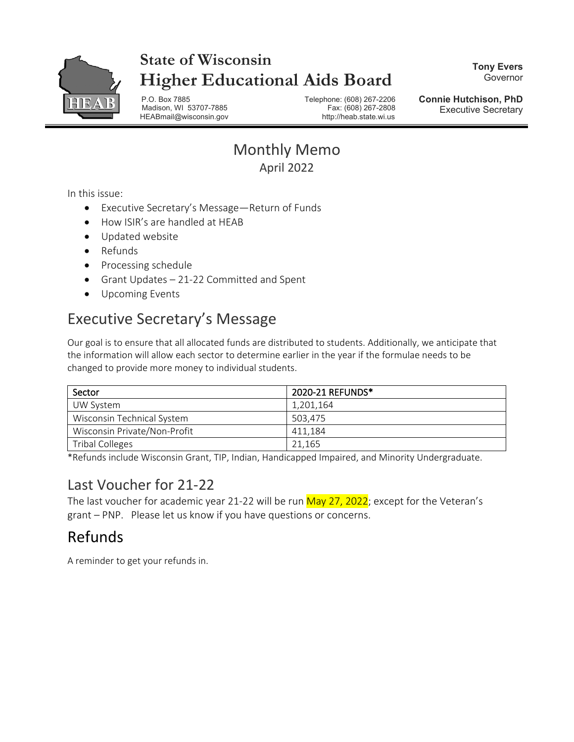# State of Wisconsin
# Higher Educational Aids Board

P.O. Box 7885
Madison, WI 53707-7885
HEABmail@wisconsin.gov

Telephone: (608) 267-2206
Fax: (608) 267-2808
http://heab.state.wi.us

**Tony Evers**
Governor

**Connie Hutchison, PhD**
Executive Secretary

# Monthly Memo

April 2022

In this issue:

- Executive Secretary's Message—Return of Funds
- How ISIR's are handled at HEAB
- Updated website
- Refunds
- Processing schedule
- Grant Updates – 21-22 Committed and Spent
- Upcoming Events

## Executive Secretary's Message

Our goal is to ensure that all allocated funds are distributed to students. Additionally, we anticipate that the information will allow each sector to determine earlier in the year if the formulae needs to be changed to provide more money to individual students.

| Sector | 2020-21 REFUNDS* |
|---|---|
| UW System | 1,201,164 |
| Wisconsin Technical System | 503,475 |
| Wisconsin Private/Non-Profit | 411,184 |
| Tribal Colleges | 21,165 |

*Refunds include Wisconsin Grant, TIP, Indian, Handicapped Impaired, and Minority Undergraduate.

## Last Voucher for 21-22

The last voucher for academic year 21-22 will be run May 27, 2022; except for the Veteran's grant – PNP. Please let us know if you have questions or concerns.

## Refunds

A reminder to get your refunds in.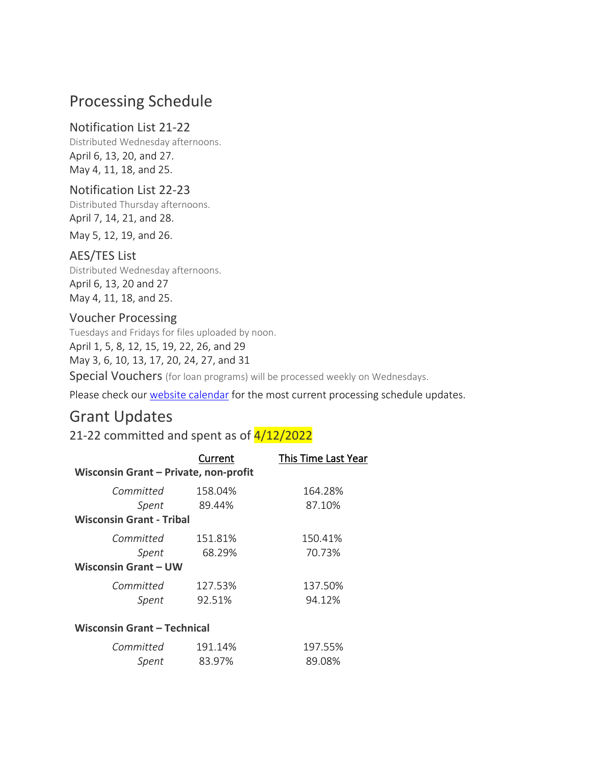# Processing Schedule

## Notification List 21-22

Distributed Wednesday afternoons.

April 6, 13, 20, and 27.
May 4, 11, 18, and 25.

## Notification List 22-23

Distributed Thursday afternoons.

April 7, 14, 21, and 28.

May 5, 12, 19, and 26.

## AES/TES List

Distributed Wednesday afternoons.

April 6, 13, 20 and 27
May 4, 11, 18, and 25.

## Voucher Processing

Tuesdays and Fridays for files uploaded by noon.

April 1, 5, 8, 12, 15, 19, 22, 26, and 29
May 3, 6, 10, 13, 17, 20, 24, 27, and 31

Special Vouchers (for loan programs) will be processed weekly on Wednesdays.

Please check our website calendar for the most current processing schedule updates.

# Grant Updates

## 21-22 committed and spent as of 4/12/2022

| | Current | This Time Last Year |
|---|---|---|
| **Wisconsin Grant – Private, non-profit** | | |
| *Committed* | 158.04% | 164.28% |
| *Spent* | 89.44% | 87.10% |
| **Wisconsin Grant - Tribal** | | |
| *Committed* | 151.81% | 150.41% |
| *Spent* | 68.29% | 70.73% |
| **Wisconsin Grant – UW** | | |
| *Committed* | 127.53% | 137.50% |
| *Spent* | 92.51% | 94.12% |
| **Wisconsin Grant – Technical** | | |
| *Committed* | 191.14% | 197.55% |
| *Spent* | 83.97% | 89.08% |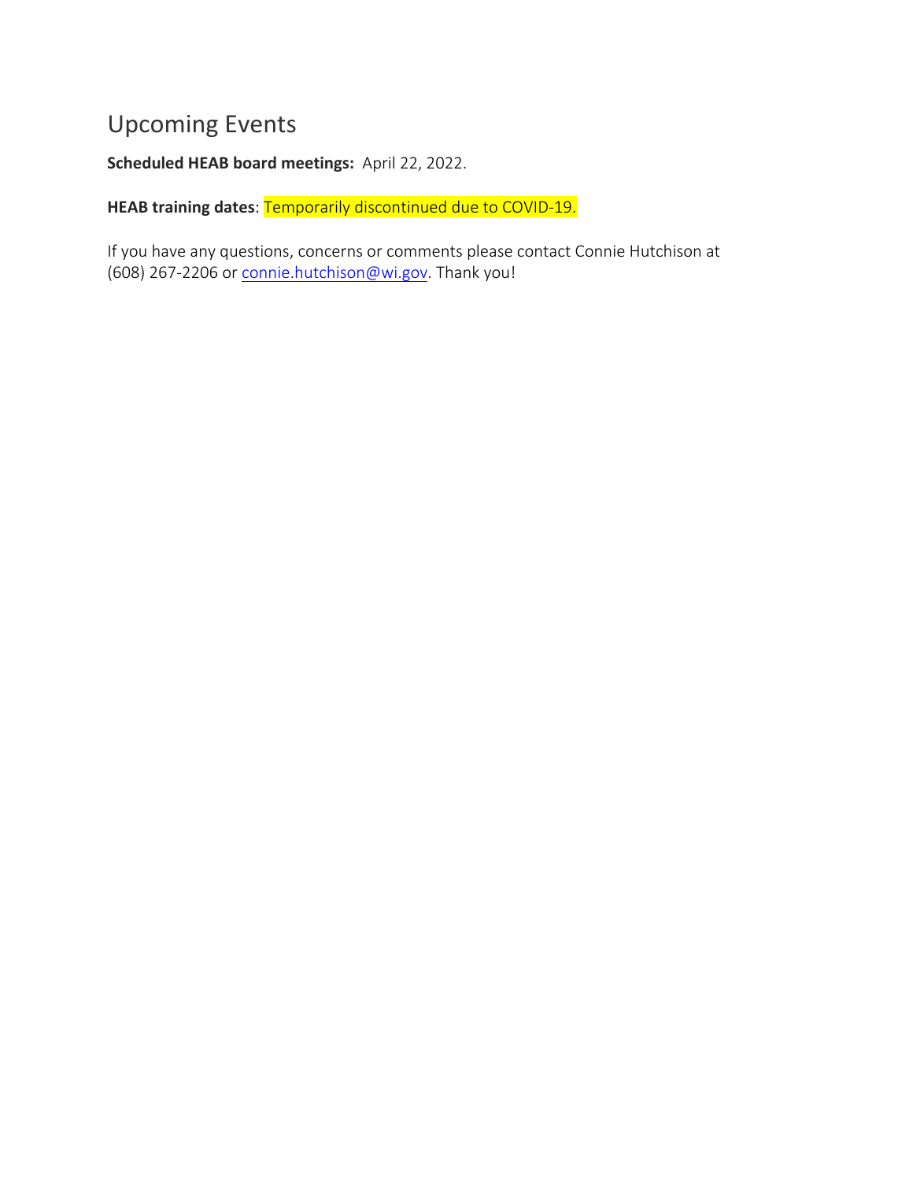## Upcoming Events

**Scheduled HEAB board meetings:** April 22, 2022.

**HEAB training dates**: Temporarily discontinued due to COVID-19.

If you have any questions, concerns or comments please contact Connie Hutchison at (608) 267-2206 or connie.hutchison@wi.gov. Thank you!